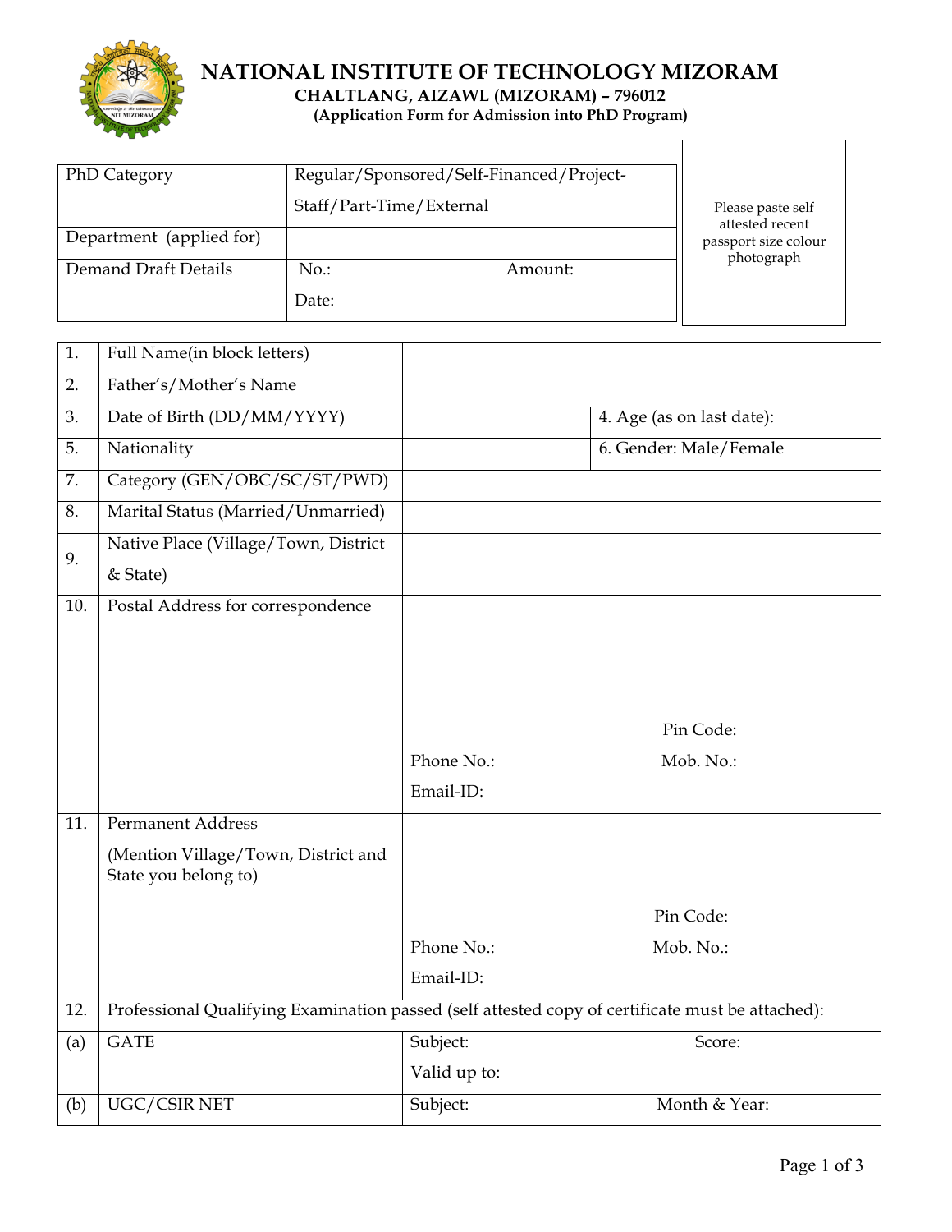# NATIONAL INSTITUTE OF TECHNOLOGY MIZORAM

**CHALTLANG, AIZAWL (MIZORAM) – 796012**

**(Application Form for Admission into PhD Program)**

| | |
|---|---|
| PhD Category | Regular/Sponsored/Self-Financed/Project-Staff/Part-Time/External |
| Department (applied for) | |
| Demand Draft Details | No.: Amount: <br> Date: |

Please paste self attested recent passport size colour photograph

| | | | |
|---|---|---|---|
| 1. | Full Name(in block letters) | | |
| 2. | Father's/Mother's Name | | |
| 3. | Date of Birth (DD/MM/YYYY) | | 4. Age (as on last date): |
| 5. | Nationality | | 6. Gender: Male/Female |
| 7. | Category (GEN/OBC/SC/ST/PWD) | | |
| 8. | Marital Status (Married/Unmarried) | | |
| 9. | Native Place (Village/Town, District & State) | | |
| 10. | Postal Address for correspondence | Pin Code: <br> Phone No.: Mob. No.: <br> Email-ID: | |
| 11. | Permanent Address <br> (Mention Village/Town, District and State you belong to) | Pin Code: <br> Phone No.: Mob. No.: <br> Email-ID: | |
| 12. | Professional Qualifying Examination passed (self attested copy of certificate must be attached): | | |
| (a) | GATE | Subject: Score: <br> Valid up to: | |
| (b) | UGC/CSIR NET | Subject: Month & Year: | |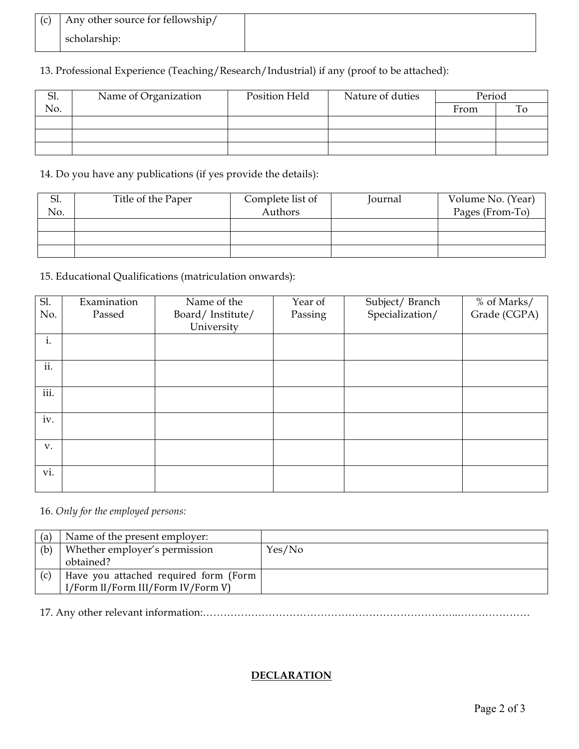| (c) | Any other source for fellowship/ scholarship: | |
|---|---|---|

13. Professional Experience (Teaching/Research/Industrial) if any (proof to be attached):

| Sl. No. | Name of Organization | Position Held | Nature of duties | Period | |
|---|---|---|---|---|---|
| | | | | From | To |
| | | | | | |
| | | | | | |
| | | | | | |

14. Do you have any publications (if yes provide the details):

| Sl. No. | Title of the Paper | Complete list of Authors | Journal | Volume No. (Year) Pages (From-To) |
|---|---|---|---|---|
| | | | | |
| | | | | |
| | | | | |

15. Educational Qualifications (matriculation onwards):

| Sl. No. | Examination Passed | Name of the Board/ Institute/ University | Year of Passing | Subject/ Branch Specialization/ | % of Marks/ Grade (CGPA) |
|---|---|---|---|---|---|
| i. | | | | | |
| ii. | | | | | |
| iii. | | | | | |
| iv. | | | | | |
| v. | | | | | |
| vi. | | | | | |

16. *Only for the employed persons:*

| (a) | Name of the present employer: | |
|---|---|---|
| (b) | Whether employer's permission obtained? | Yes/No |
| (c) | Have you attached required form (Form I/Form II/Form III/Form IV/Form V) | |

17. Any other relevant information:………………………………………………………………..…………………

**DECLARATION**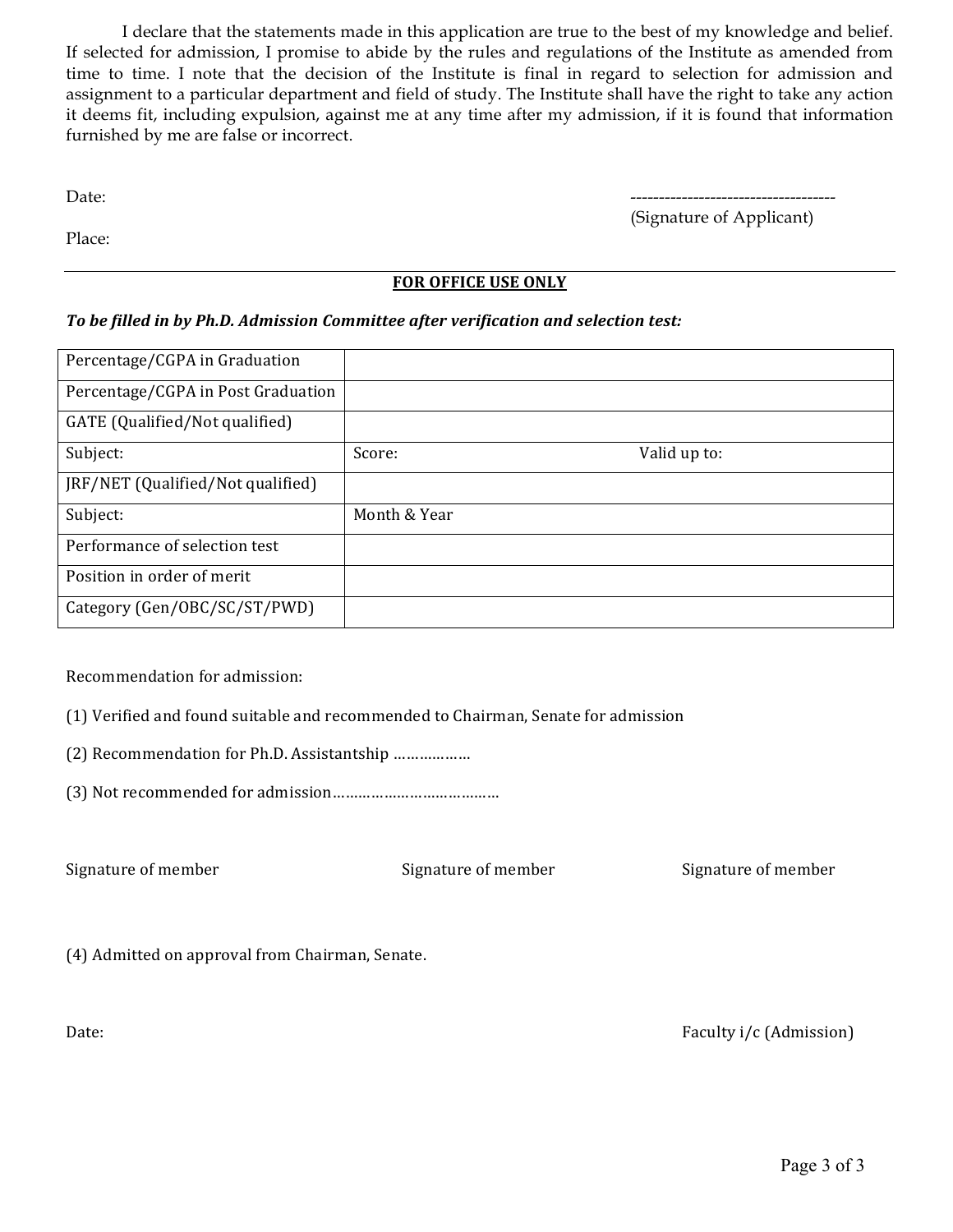I declare that the statements made in this application are true to the best of my knowledge and belief. If selected for admission, I promise to abide by the rules and regulations of the Institute as amended from time to time. I note that the decision of the Institute is final in regard to selection for admission and assignment to a particular department and field of study. The Institute shall have the right to take any action it deems fit, including expulsion, against me at any time after my admission, if it is found that information furnished by me are false or incorrect.

Date:

------------------------------------
(Signature of Applicant)

Place:

---

**FOR OFFICE USE ONLY**

***To be filled in by Ph.D. Admission Committee after verification and selection test:***

| | | |
|---|---|---|
| Percentage/CGPA in Graduation | | |
| Percentage/CGPA in Post Graduation | | |
| GATE (Qualified/Not qualified) | | |
| Subject: | Score: | Valid up to: |
| JRF/NET (Qualified/Not qualified) | | |
| Subject: | Month & Year | |
| Performance of selection test | | |
| Position in order of merit | | |
| Category (Gen/OBC/SC/ST/PWD) | | |

Recommendation for admission:

(1) Verified and found suitable and recommended to Chairman, Senate for admission

(2) Recommendation for Ph.D. Assistantship ………………

(3) Not recommended for admission…………………………………

Signature of member　　　　Signature of member　　　　Signature of member

(4) Admitted on approval from Chairman, Senate.

Date:

Faculty i/c (Admission)